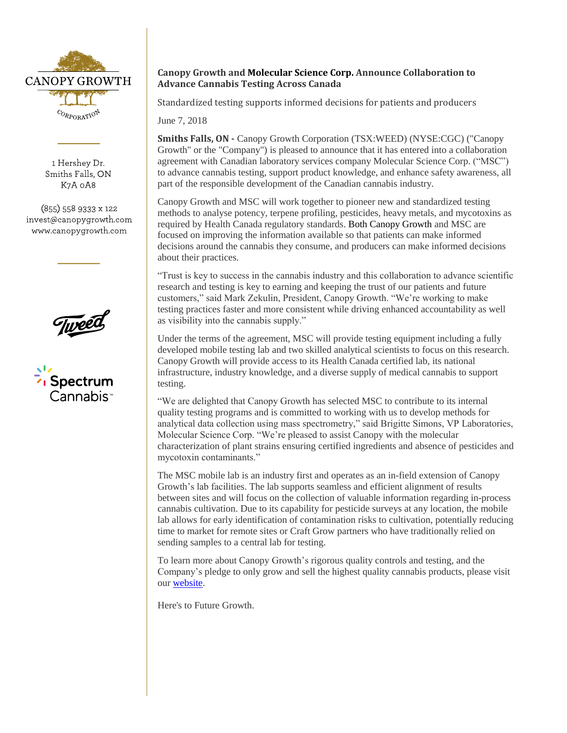CANOPY GROWTH CORPORATION

1 Hershey Dr.
Smiths Falls, ON
K7A 0A8

(855) 558 9333 x 122
invest@canopygrowth.com
www.canopygrowth.com

Tweed

Spectrum Cannabis

# Canopy Growth and Molecular Science Corp. Announce Collaboration to Advance Cannabis Testing Across Canada

Standardized testing supports informed decisions for patients and producers

June 7, 2018

**Smiths Falls, ON -** Canopy Growth Corporation (TSX:WEED) (NYSE:CGC) ("Canopy Growth" or the "Company") is pleased to announce that it has entered into a collaboration agreement with Canadian laboratory services company Molecular Science Corp. ("MSC") to advance cannabis testing, support product knowledge, and enhance safety awareness, all part of the responsible development of the Canadian cannabis industry.

Canopy Growth and MSC will work together to pioneer new and standardized testing methods to analyse potency, terpene profiling, pesticides, heavy metals, and mycotoxins as required by Health Canada regulatory standards. Both Canopy Growth and MSC are focused on improving the information available so that patients can make informed decisions around the cannabis they consume, and producers can make informed decisions about their practices.

"Trust is key to success in the cannabis industry and this collaboration to advance scientific research and testing is key to earning and keeping the trust of our patients and future customers," said Mark Zekulin, President, Canopy Growth. "We're working to make testing practices faster and more consistent while driving enhanced accountability as well as visibility into the cannabis supply."

Under the terms of the agreement, MSC will provide testing equipment including a fully developed mobile testing lab and two skilled analytical scientists to focus on this research. Canopy Growth will provide access to its Health Canada certified lab, its national infrastructure, industry knowledge, and a diverse supply of medical cannabis to support testing.

"We are delighted that Canopy Growth has selected MSC to contribute to its internal quality testing programs and is committed to working with us to develop methods for analytical data collection using mass spectrometry," said Brigitte Simons, VP Laboratories, Molecular Science Corp. "We're pleased to assist Canopy with the molecular characterization of plant strains ensuring certified ingredients and absence of pesticides and mycotoxin contaminants."

The MSC mobile lab is an industry first and operates as an in-field extension of Canopy Growth's lab facilities. The lab supports seamless and efficient alignment of results between sites and will focus on the collection of valuable information regarding in-process cannabis cultivation. Due to its capability for pesticide surveys at any location, the mobile lab allows for early identification of contamination risks to cultivation, potentially reducing time to market for remote sites or Craft Grow partners who have traditionally relied on sending samples to a central lab for testing.

To learn more about Canopy Growth's rigorous quality controls and testing, and the Company's pledge to only grow and sell the highest quality cannabis products, please visit our website.

Here's to Future Growth.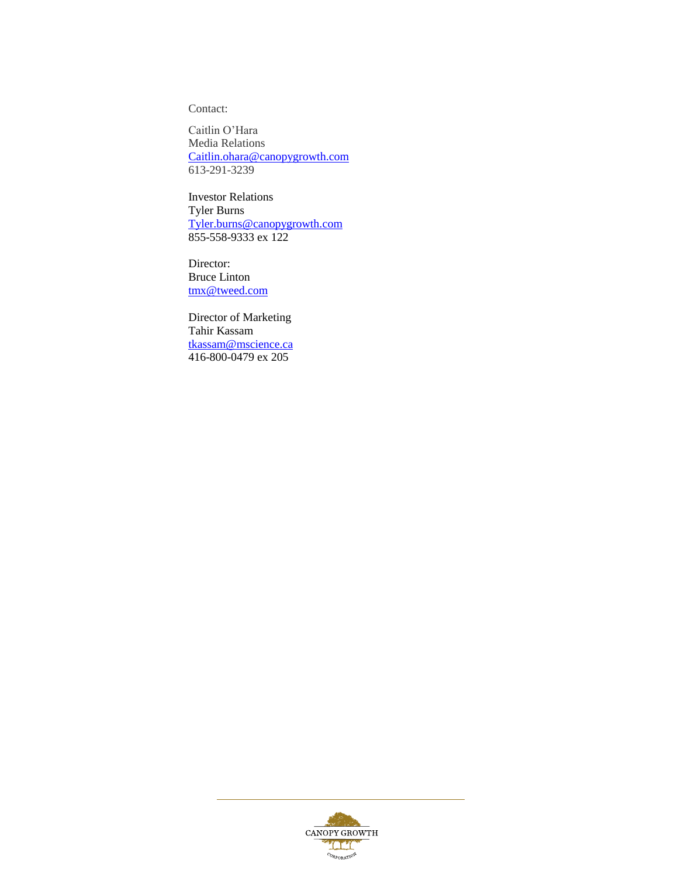Contact:

Caitlin O'Hara
Media Relations
[Caitlin.ohara@canopygrowth.com](mailto:Caitlin.ohara@canopygrowth.com)
613-291-3239

Investor Relations
Tyler Burns
[Tyler.burns@canopygrowth.com](mailto:Tyler.burns@canopygrowth.com)
855-558-9333 ex 122

Director:
Bruce Linton
[tmx@tweed.com](mailto:tmx@tweed.com)

Director of Marketing
Tahir Kassam
[tkassam@mscience.ca](mailto:tkassam@mscience.ca)
416-800-0479 ex 205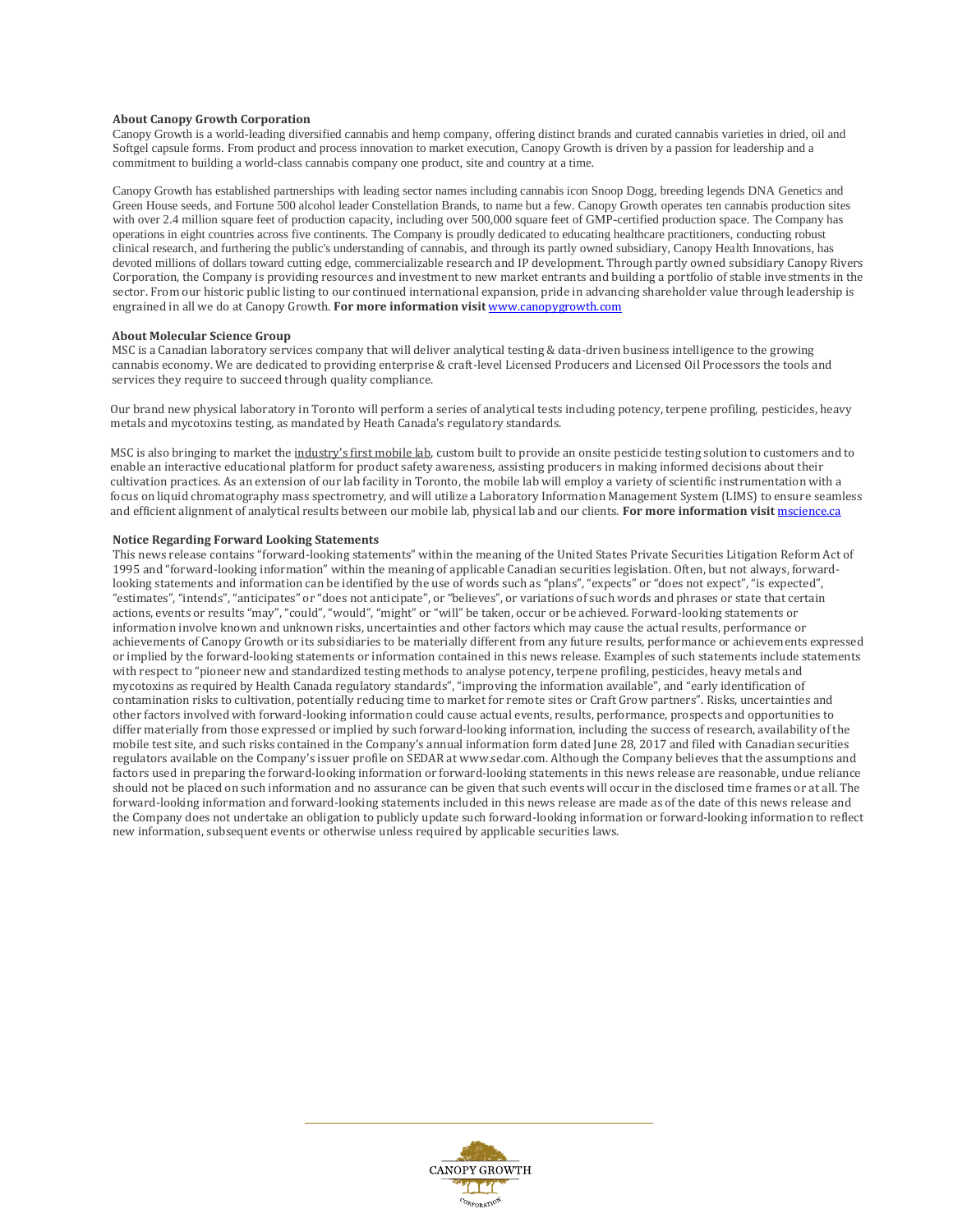**About Canopy Growth Corporation**

Canopy Growth is a world-leading diversified cannabis and hemp company, offering distinct brands and curated cannabis varieties in dried, oil and Softgel capsule forms. From product and process innovation to market execution, Canopy Growth is driven by a passion for leadership and a commitment to building a world-class cannabis company one product, site and country at a time.

Canopy Growth has established partnerships with leading sector names including cannabis icon Snoop Dogg, breeding legends DNA Genetics and Green House seeds, and Fortune 500 alcohol leader Constellation Brands, to name but a few. Canopy Growth operates ten cannabis production sites with over 2.4 million square feet of production capacity, including over 500,000 square feet of GMP-certified production space. The Company has operations in eight countries across five continents. The Company is proudly dedicated to educating healthcare practitioners, conducting robust clinical research, and furthering the public's understanding of cannabis, and through its partly owned subsidiary, Canopy Health Innovations, has devoted millions of dollars toward cutting edge, commercializable research and IP development. Through partly owned subsidiary Canopy Rivers Corporation, the Company is providing resources and investment to new market entrants and building a portfolio of stable investments in the sector. From our historic public listing to our continued international expansion, pride in advancing shareholder value through leadership is engrained in all we do at Canopy Growth. **For more information visit** www.canopygrowth.com

**About Molecular Science Group**

MSC is a Canadian laboratory services company that will deliver analytical testing & data-driven business intelligence to the growing cannabis economy. We are dedicated to providing enterprise & craft-level Licensed Producers and Licensed Oil Processors the tools and services they require to succeed through quality compliance.

Our brand new physical laboratory in Toronto will perform a series of analytical tests including potency, terpene profiling, pesticides, heavy metals and mycotoxins testing, as mandated by Heath Canada's regulatory standards.

MSC is also bringing to market the industry's first mobile lab, custom built to provide an onsite pesticide testing solution to customers and to enable an interactive educational platform for product safety awareness, assisting producers in making informed decisions about their cultivation practices. As an extension of our lab facility in Toronto, the mobile lab will employ a variety of scientific instrumentation with a focus on liquid chromatography mass spectrometry, and will utilize a Laboratory Information Management System (LIMS) to ensure seamless and efficient alignment of analytical results between our mobile lab, physical lab and our clients. **For more information visit** mscience.ca

**Notice Regarding Forward Looking Statements**

This news release contains "forward-looking statements" within the meaning of the United States Private Securities Litigation Reform Act of 1995 and "forward-looking information" within the meaning of applicable Canadian securities legislation. Often, but not always, forward-looking statements and information can be identified by the use of words such as "plans", "expects" or "does not expect", "is expected", "estimates", "intends", "anticipates" or "does not anticipate", or "believes", or variations of such words and phrases or state that certain actions, events or results "may", "could", "would", "might" or "will" be taken, occur or be achieved. Forward-looking statements or information involve known and unknown risks, uncertainties and other factors which may cause the actual results, performance or achievements of Canopy Growth or its subsidiaries to be materially different from any future results, performance or achievements expressed or implied by the forward-looking statements or information contained in this news release. Examples of such statements include statements with respect to "pioneer new and standardized testing methods to analyse potency, terpene profiling, pesticides, heavy metals and mycotoxins as required by Health Canada regulatory standards", "improving the information available", and "early identification of contamination risks to cultivation, potentially reducing time to market for remote sites or Craft Grow partners". Risks, uncertainties and other factors involved with forward-looking information could cause actual events, results, performance, prospects and opportunities to differ materially from those expressed or implied by such forward-looking information, including the success of research, availability of the mobile test site, and such risks contained in the Company's annual information form dated June 28, 2017 and filed with Canadian securities regulators available on the Company's issuer profile on SEDAR at www.sedar.com. Although the Company believes that the assumptions and factors used in preparing the forward-looking information or forward-looking statements in this news release are reasonable, undue reliance should not be placed on such information and no assurance can be given that such events will occur in the disclosed time frames or at all. The forward-looking information and forward-looking statements included in this news release are made as of the date of this news release and the Company does not undertake an obligation to publicly update such forward-looking information or forward-looking information to reflect new information, subsequent events or otherwise unless required by applicable securities laws.